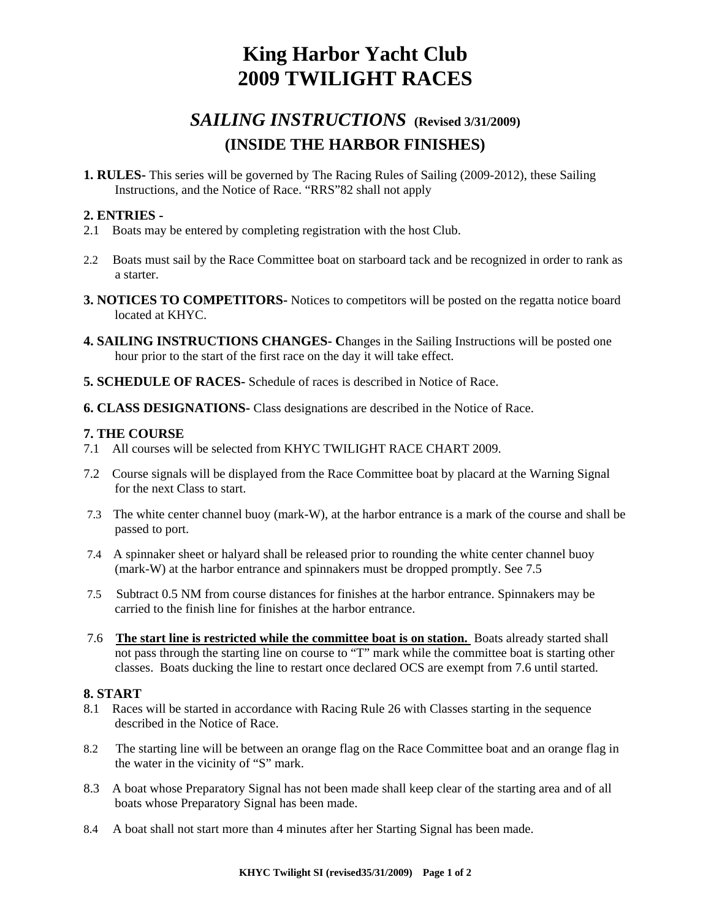# King Harbor Yacht Club
# 2009 TWILIGHT RACES

## *SAILING INSTRUCTIONS* (Revised 3/31/2009)
## (INSIDE THE HARBOR FINISHES)

**1. RULES-** This series will be governed by The Racing Rules of Sailing (2009-2012), these Sailing Instructions, and the Notice of Race. "RRS"82 shall not apply

**2. ENTRIES -**

2.1 Boats may be entered by completing registration with the host Club.

2.2 Boats must sail by the Race Committee boat on starboard tack and be recognized in order to rank as a starter.

**3. NOTICES TO COMPETITORS-** Notices to competitors will be posted on the regatta notice board located at KHYC.

**4. SAILING INSTRUCTIONS CHANGES- C**hanges in the Sailing Instructions will be posted one hour prior to the start of the first race on the day it will take effect.

**5. SCHEDULE OF RACES-** Schedule of races is described in Notice of Race.

**6. CLASS DESIGNATIONS-** Class designations are described in the Notice of Race.

**7. THE COURSE**

7.1 All courses will be selected from KHYC TWILIGHT RACE CHART 2009.

7.2 Course signals will be displayed from the Race Committee boat by placard at the Warning Signal for the next Class to start.

7.3 The white center channel buoy (mark-W), at the harbor entrance is a mark of the course and shall be passed to port.

7.4 A spinnaker sheet or halyard shall be released prior to rounding the white center channel buoy (mark-W) at the harbor entrance and spinnakers must be dropped promptly. See 7.5

7.5 Subtract 0.5 NM from course distances for finishes at the harbor entrance. Spinnakers may be carried to the finish line for finishes at the harbor entrance.

7.6 **The start line is restricted while the committee boat is on station.** Boats already started shall not pass through the starting line on course to "T" mark while the committee boat is starting other classes. Boats ducking the line to restart once declared OCS are exempt from 7.6 until started.

**8. START**

8.1 Races will be started in accordance with Racing Rule 26 with Classes starting in the sequence described in the Notice of Race.

8.2 The starting line will be between an orange flag on the Race Committee boat and an orange flag in the water in the vicinity of "S" mark.

8.3 A boat whose Preparatory Signal has not been made shall keep clear of the starting area and of all boats whose Preparatory Signal has been made.

8.4 A boat shall not start more than 4 minutes after her Starting Signal has been made.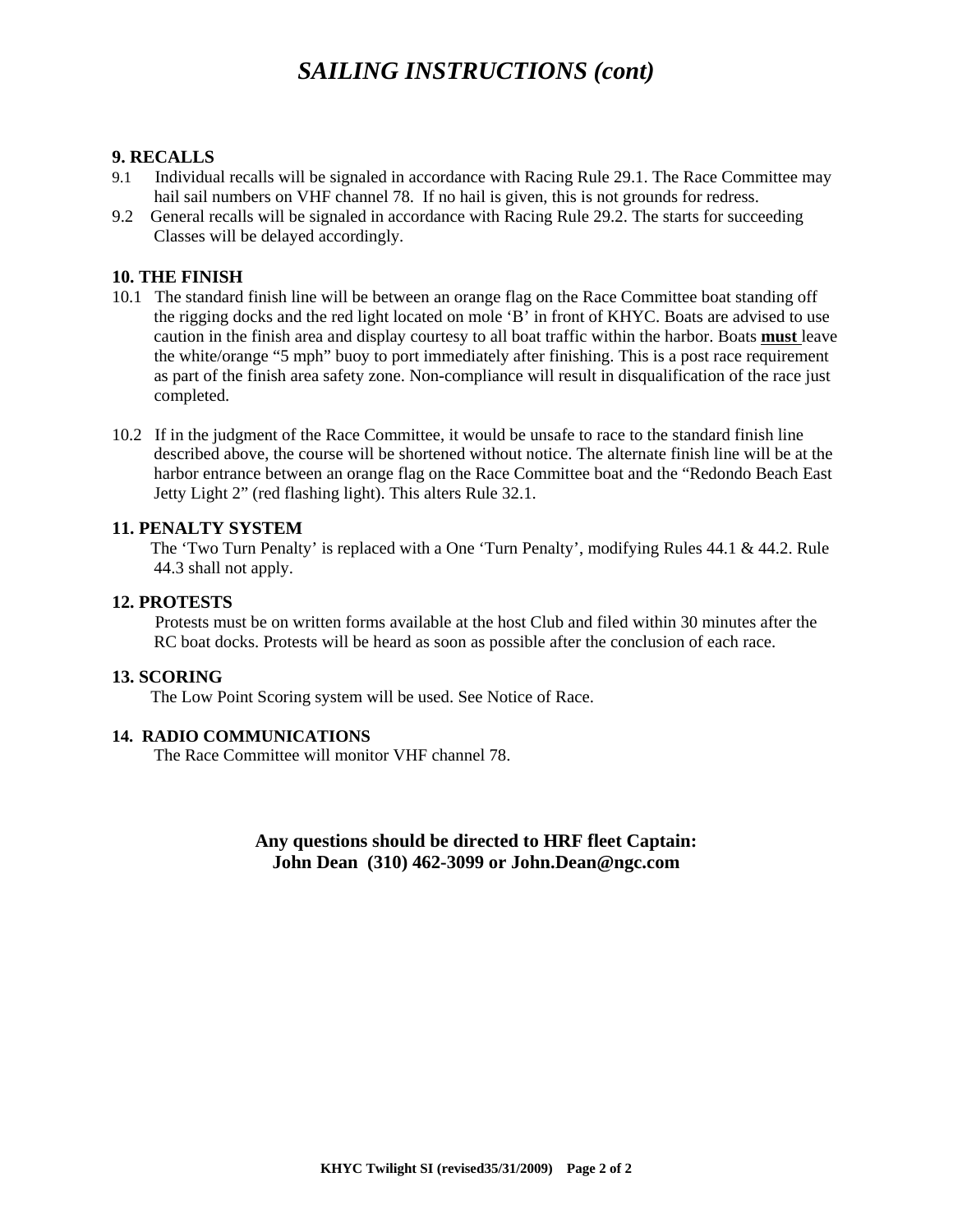# *SAILING INSTRUCTIONS (cont)*

**9. RECALLS**

9.1 Individual recalls will be signaled in accordance with Racing Rule 29.1. The Race Committee may hail sail numbers on VHF channel 78. If no hail is given, this is not grounds for redress.

9.2 General recalls will be signaled in accordance with Racing Rule 29.2. The starts for succeeding Classes will be delayed accordingly.

**10. THE FINISH**

10.1 The standard finish line will be between an orange flag on the Race Committee boat standing off the rigging docks and the red light located on mole 'B' in front of KHYC. Boats are advised to use caution in the finish area and display courtesy to all boat traffic within the harbor. Boats **must** leave the white/orange "5 mph" buoy to port immediately after finishing. This is a post race requirement as part of the finish area safety zone. Non-compliance will result in disqualification of the race just completed.

10.2 If in the judgment of the Race Committee, it would be unsafe to race to the standard finish line described above, the course will be shortened without notice. The alternate finish line will be at the harbor entrance between an orange flag on the Race Committee boat and the "Redondo Beach East Jetty Light 2" (red flashing light). This alters Rule 32.1.

**11. PENALTY SYSTEM**

The 'Two Turn Penalty' is replaced with a One 'Turn Penalty', modifying Rules 44.1 & 44.2. Rule 44.3 shall not apply.

**12. PROTESTS**

Protests must be on written forms available at the host Club and filed within 30 minutes after the RC boat docks. Protests will be heard as soon as possible after the conclusion of each race.

**13. SCORING**

The Low Point Scoring system will be used. See Notice of Race.

**14. RADIO COMMUNICATIONS**

The Race Committee will monitor VHF channel 78.

**Any questions should be directed to HRF fleet Captain:**
**John Dean (310) 462-3099 or John.Dean@ngc.com**